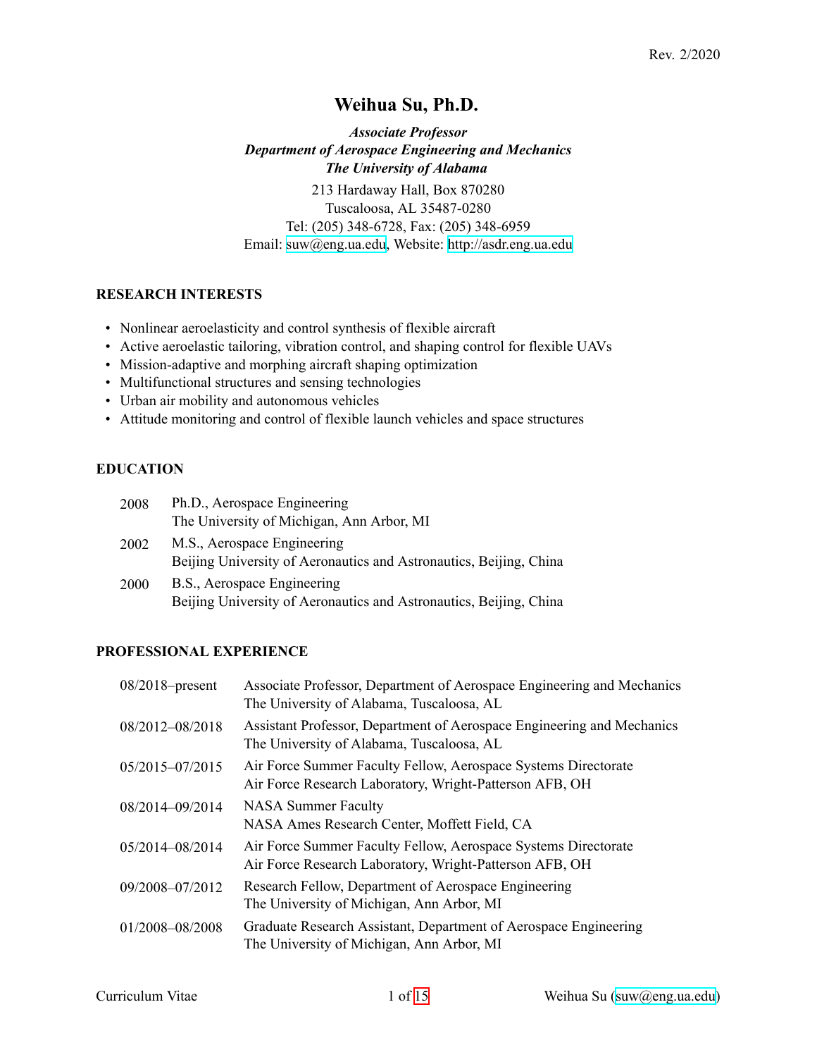Rev. 2/2020

# Weihua Su, Ph.D.

***Associate Professor***
***Department of Aerospace Engineering and Mechanics***
***The University of Alabama***

213 Hardaway Hall, Box 870280
Tuscaloosa, AL 35487-0280
Tel: (205) 348-6728, Fax: (205) 348-6959
Email: suw@eng.ua.edu, Website: http://asdr.eng.ua.edu

## RESEARCH INTERESTS

- Nonlinear aeroelasticity and control synthesis of flexible aircraft
- Active aeroelastic tailoring, vibration control, and shaping control for flexible UAVs
- Mission-adaptive and morphing aircraft shaping optimization
- Multifunctional structures and sensing technologies
- Urban air mobility and autonomous vehicles
- Attitude monitoring and control of flexible launch vehicles and space structures

## EDUCATION

| | |
|---|---|
| 2008 | Ph.D., Aerospace Engineering<br>The University of Michigan, Ann Arbor, MI |
| 2002 | M.S., Aerospace Engineering<br>Beijing University of Aeronautics and Astronautics, Beijing, China |
| 2000 | B.S., Aerospace Engineering<br>Beijing University of Aeronautics and Astronautics, Beijing, China |

## PROFESSIONAL EXPERIENCE

| | |
|---|---|
| 08/2018–present | Associate Professor, Department of Aerospace Engineering and Mechanics<br>The University of Alabama, Tuscaloosa, AL |
| 08/2012–08/2018 | Assistant Professor, Department of Aerospace Engineering and Mechanics<br>The University of Alabama, Tuscaloosa, AL |
| 05/2015–07/2015 | Air Force Summer Faculty Fellow, Aerospace Systems Directorate<br>Air Force Research Laboratory, Wright-Patterson AFB, OH |
| 08/2014–09/2014 | NASA Summer Faculty<br>NASA Ames Research Center, Moffett Field, CA |
| 05/2014–08/2014 | Air Force Summer Faculty Fellow, Aerospace Systems Directorate<br>Air Force Research Laboratory, Wright-Patterson AFB, OH |
| 09/2008–07/2012 | Research Fellow, Department of Aerospace Engineering<br>The University of Michigan, Ann Arbor, MI |
| 01/2008–08/2008 | Graduate Research Assistant, Department of Aerospace Engineering<br>The University of Michigan, Ann Arbor, MI |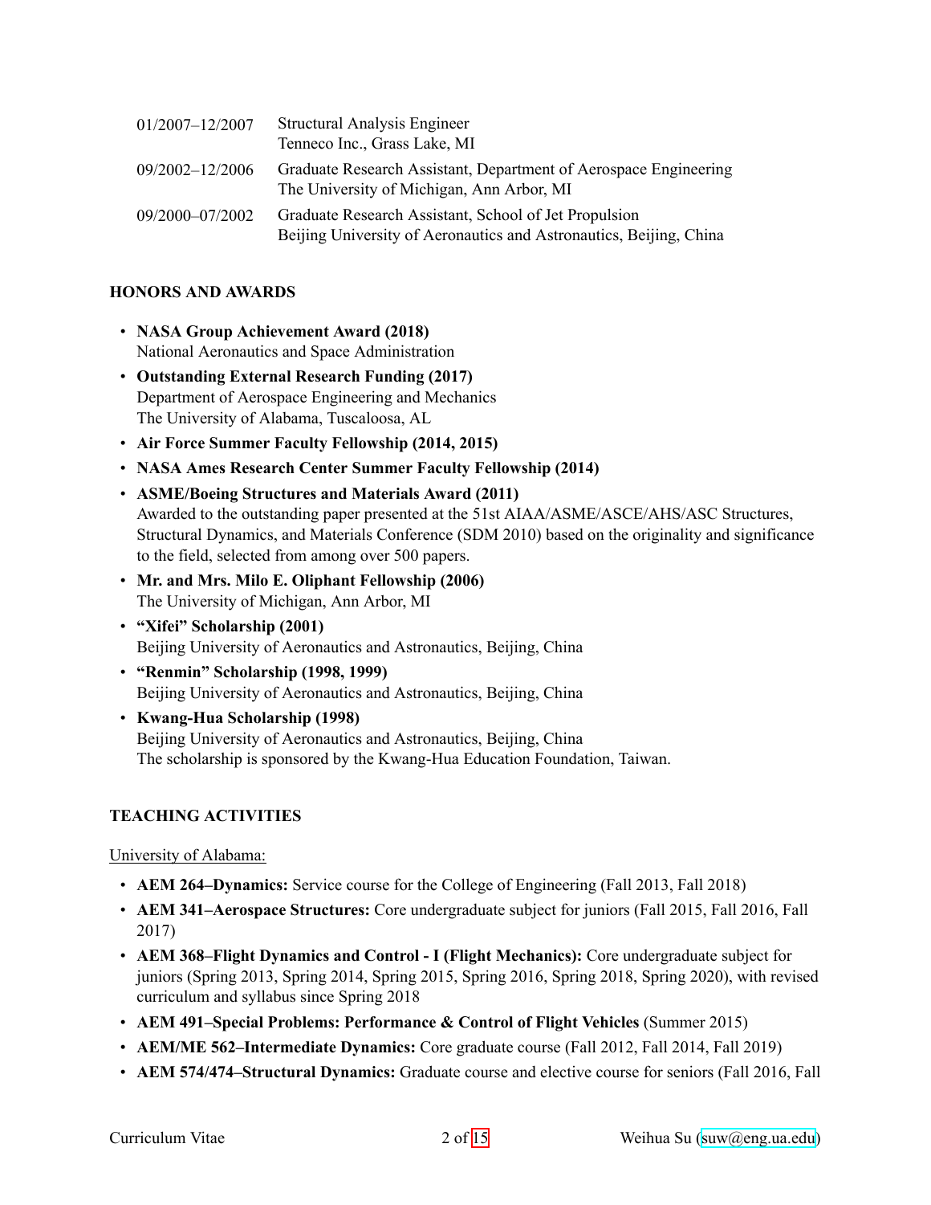| | |
|---|---|
| 01/2007–12/2007 | Structural Analysis Engineer<br>Tenneco Inc., Grass Lake, MI |
| 09/2002–12/2006 | Graduate Research Assistant, Department of Aerospace Engineering<br>The University of Michigan, Ann Arbor, MI |
| 09/2000–07/2002 | Graduate Research Assistant, School of Jet Propulsion<br>Beijing University of Aeronautics and Astronautics, Beijing, China |

## HONORS AND AWARDS

- **NASA Group Achievement Award (2018)**
  National Aeronautics and Space Administration
- **Outstanding External Research Funding (2017)**
  Department of Aerospace Engineering and Mechanics
  The University of Alabama, Tuscaloosa, AL
- **Air Force Summer Faculty Fellowship (2014, 2015)**
- **NASA Ames Research Center Summer Faculty Fellowship (2014)**
- **ASME/Boeing Structures and Materials Award (2011)**
  Awarded to the outstanding paper presented at the 51st AIAA/ASME/ASCE/AHS/ASC Structures, Structural Dynamics, and Materials Conference (SDM 2010) based on the originality and significance to the field, selected from among over 500 papers.
- **Mr. and Mrs. Milo E. Oliphant Fellowship (2006)**
  The University of Michigan, Ann Arbor, MI
- **"Xifei" Scholarship (2001)**
  Beijing University of Aeronautics and Astronautics, Beijing, China
- **"Renmin" Scholarship (1998, 1999)**
  Beijing University of Aeronautics and Astronautics, Beijing, China
- **Kwang-Hua Scholarship (1998)**
  Beijing University of Aeronautics and Astronautics, Beijing, China
  The scholarship is sponsored by the Kwang-Hua Education Foundation, Taiwan.

## TEACHING ACTIVITIES

University of Alabama:

- **AEM 264–Dynamics:** Service course for the College of Engineering (Fall 2013, Fall 2018)
- **AEM 341–Aerospace Structures:** Core undergraduate subject for juniors (Fall 2015, Fall 2016, Fall 2017)
- **AEM 368–Flight Dynamics and Control - I (Flight Mechanics):** Core undergraduate subject for juniors (Spring 2013, Spring 2014, Spring 2015, Spring 2016, Spring 2018, Spring 2020), with revised curriculum and syllabus since Spring 2018
- **AEM 491–Special Problems: Performance & Control of Flight Vehicles** (Summer 2015)
- **AEM/ME 562–Intermediate Dynamics:** Core graduate course (Fall 2012, Fall 2014, Fall 2019)
- **AEM 574/474–Structural Dynamics:** Graduate course and elective course for seniors (Fall 2016, Fall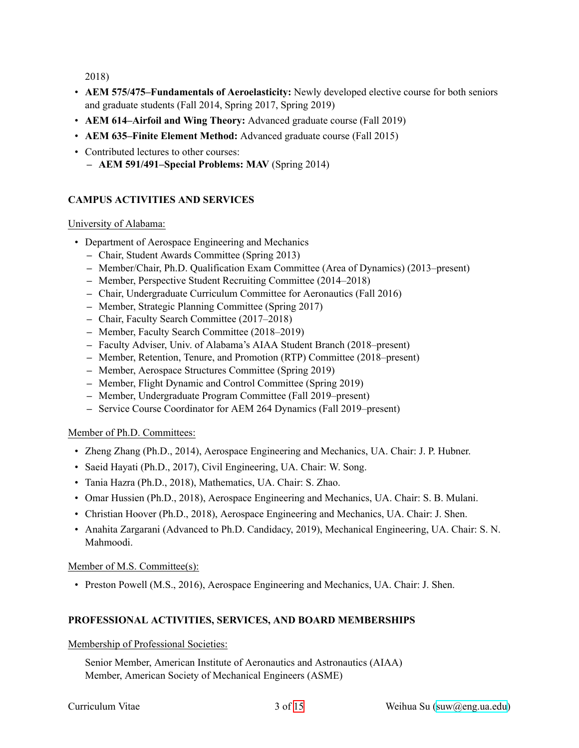2018)

- **AEM 575/475–Fundamentals of Aeroelasticity:** Newly developed elective course for both seniors and graduate students (Fall 2014, Spring 2017, Spring 2019)
- **AEM 614–Airfoil and Wing Theory:** Advanced graduate course (Fall 2019)
- **AEM 635–Finite Element Method:** Advanced graduate course (Fall 2015)
- Contributed lectures to other courses:
  - **AEM 591/491–Special Problems: MAV** (Spring 2014)

## CAMPUS ACTIVITIES AND SERVICES

University of Alabama:

- Department of Aerospace Engineering and Mechanics
  - Chair, Student Awards Committee (Spring 2013)
  - Member/Chair, Ph.D. Qualification Exam Committee (Area of Dynamics) (2013–present)
  - Member, Perspective Student Recruiting Committee (2014–2018)
  - Chair, Undergraduate Curriculum Committee for Aeronautics (Fall 2016)
  - Member, Strategic Planning Committee (Spring 2017)
  - Chair, Faculty Search Committee (2017–2018)
  - Member, Faculty Search Committee (2018–2019)
  - Faculty Adviser, Univ. of Alabama's AIAA Student Branch (2018–present)
  - Member, Retention, Tenure, and Promotion (RTP) Committee (2018–present)
  - Member, Aerospace Structures Committee (Spring 2019)
  - Member, Flight Dynamic and Control Committee (Spring 2019)
  - Member, Undergraduate Program Committee (Fall 2019–present)
  - Service Course Coordinator for AEM 264 Dynamics (Fall 2019–present)

Member of Ph.D. Committees:

- Zheng Zhang (Ph.D., 2014), Aerospace Engineering and Mechanics, UA. Chair: J. P. Hubner.
- Saeid Hayati (Ph.D., 2017), Civil Engineering, UA. Chair: W. Song.
- Tania Hazra (Ph.D., 2018), Mathematics, UA. Chair: S. Zhao.
- Omar Hussien (Ph.D., 2018), Aerospace Engineering and Mechanics, UA. Chair: S. B. Mulani.
- Christian Hoover (Ph.D., 2018), Aerospace Engineering and Mechanics, UA. Chair: J. Shen.
- Anahita Zargarani (Advanced to Ph.D. Candidacy, 2019), Mechanical Engineering, UA. Chair: S. N. Mahmoodi.

Member of M.S. Committee(s):

- Preston Powell (M.S., 2016), Aerospace Engineering and Mechanics, UA. Chair: J. Shen.

## PROFESSIONAL ACTIVITIES, SERVICES, AND BOARD MEMBERSHIPS

Membership of Professional Societies:

Senior Member, American Institute of Aeronautics and Astronautics (AIAA)
Member, American Society of Mechanical Engineers (ASME)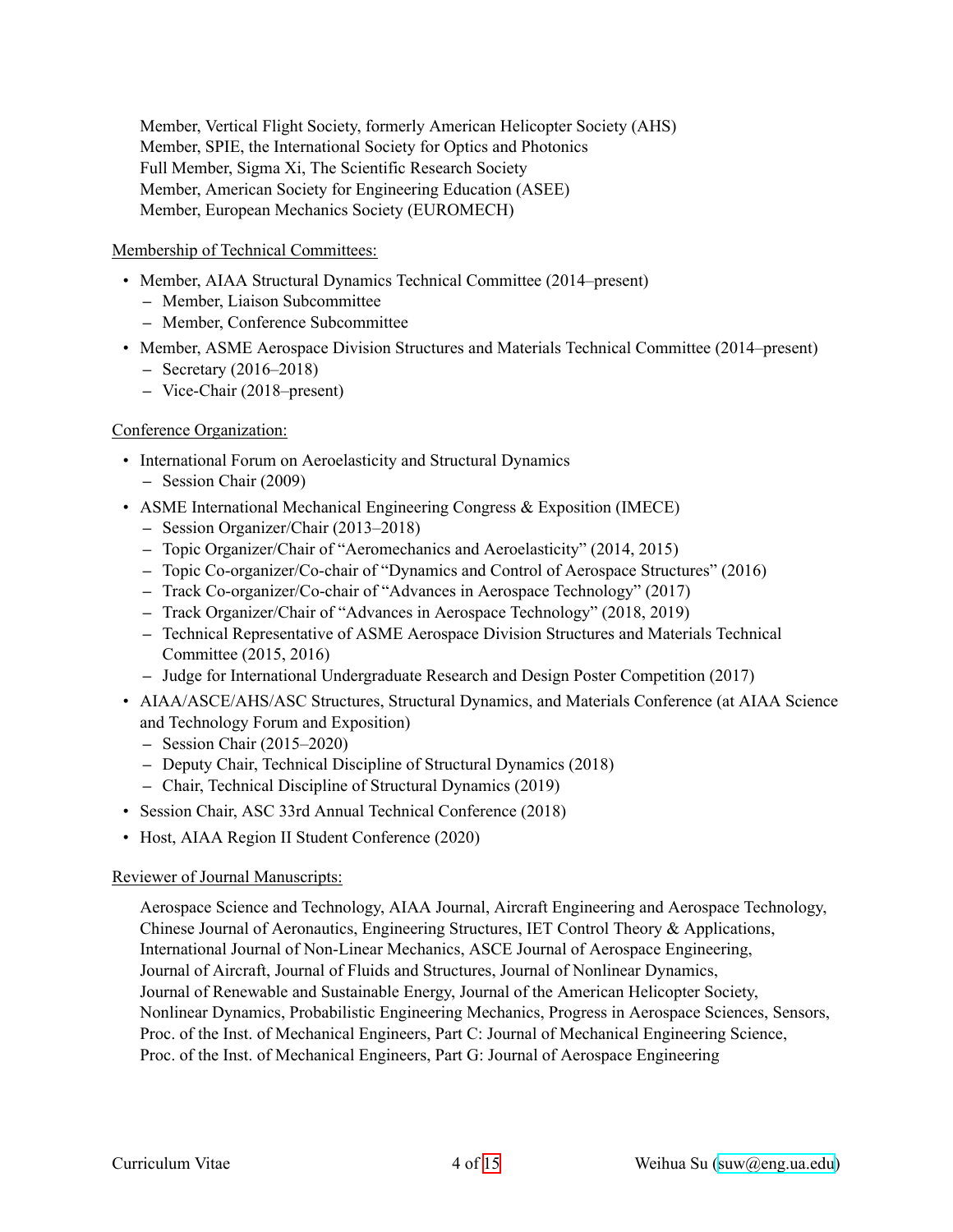Member, Vertical Flight Society, formerly American Helicopter Society (AHS)
Member, SPIE, the International Society for Optics and Photonics
Full Member, Sigma Xi, The Scientific Research Society
Member, American Society for Engineering Education (ASEE)
Member, European Mechanics Society (EUROMECH)

<u>Membership of Technical Committees:</u>

- Member, AIAA Structural Dynamics Technical Committee (2014–present)
  - Member, Liaison Subcommittee
  - Member, Conference Subcommittee
- Member, ASME Aerospace Division Structures and Materials Technical Committee (2014–present)
  - Secretary (2016–2018)
  - Vice-Chair (2018–present)

<u>Conference Organization:</u>

- International Forum on Aeroelasticity and Structural Dynamics
  - Session Chair (2009)
- ASME International Mechanical Engineering Congress & Exposition (IMECE)
  - Session Organizer/Chair (2013–2018)
  - Topic Organizer/Chair of "Aeromechanics and Aeroelasticity" (2014, 2015)
  - Topic Co-organizer/Co-chair of "Dynamics and Control of Aerospace Structures" (2016)
  - Track Co-organizer/Co-chair of "Advances in Aerospace Technology" (2017)
  - Track Organizer/Chair of "Advances in Aerospace Technology" (2018, 2019)
  - Technical Representative of ASME Aerospace Division Structures and Materials Technical Committee (2015, 2016)
  - Judge for International Undergraduate Research and Design Poster Competition (2017)
- AIAA/ASCE/AHS/ASC Structures, Structural Dynamics, and Materials Conference (at AIAA Science and Technology Forum and Exposition)
  - Session Chair (2015–2020)
  - Deputy Chair, Technical Discipline of Structural Dynamics (2018)
  - Chair, Technical Discipline of Structural Dynamics (2019)
- Session Chair, ASC 33rd Annual Technical Conference (2018)
- Host, AIAA Region II Student Conference (2020)

<u>Reviewer of Journal Manuscripts:</u>

Aerospace Science and Technology, AIAA Journal, Aircraft Engineering and Aerospace Technology, Chinese Journal of Aeronautics, Engineering Structures, IET Control Theory & Applications, International Journal of Non-Linear Mechanics, ASCE Journal of Aerospace Engineering, Journal of Aircraft, Journal of Fluids and Structures, Journal of Nonlinear Dynamics, Journal of Renewable and Sustainable Energy, Journal of the American Helicopter Society, Nonlinear Dynamics, Probabilistic Engineering Mechanics, Progress in Aerospace Sciences, Sensors, Proc. of the Inst. of Mechanical Engineers, Part C: Journal of Mechanical Engineering Science, Proc. of the Inst. of Mechanical Engineers, Part G: Journal of Aerospace Engineering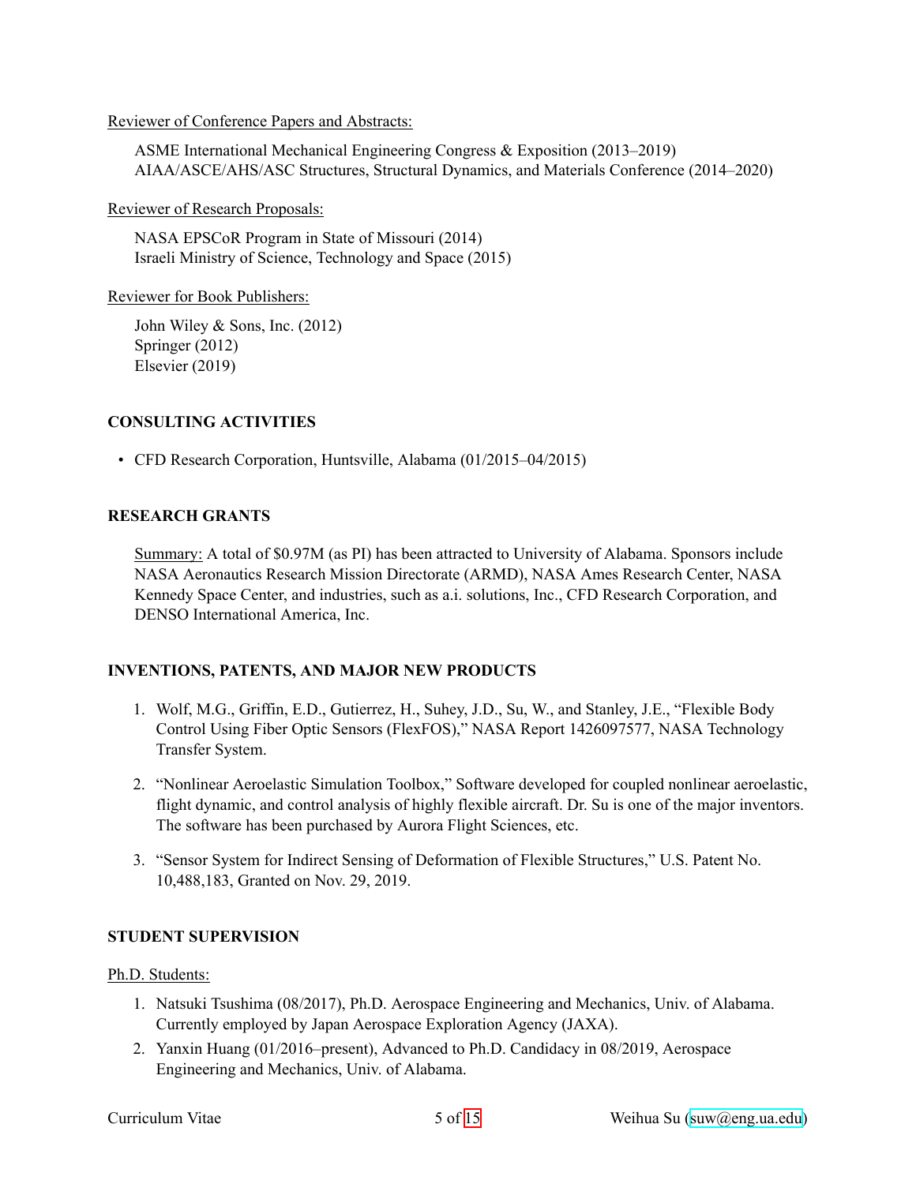Reviewer of Conference Papers and Abstracts:

ASME International Mechanical Engineering Congress & Exposition (2013–2019)
AIAA/ASCE/AHS/ASC Structures, Structural Dynamics, and Materials Conference (2014–2020)

Reviewer of Research Proposals:

NASA EPSCoR Program in State of Missouri (2014)
Israeli Ministry of Science, Technology and Space (2015)

Reviewer for Book Publishers:

John Wiley & Sons, Inc. (2012)
Springer (2012)
Elsevier (2019)

## CONSULTING ACTIVITIES

- CFD Research Corporation, Huntsville, Alabama (01/2015–04/2015)

## RESEARCH GRANTS

Summary: A total of $0.97M (as PI) has been attracted to University of Alabama. Sponsors include NASA Aeronautics Research Mission Directorate (ARMD), NASA Ames Research Center, NASA Kennedy Space Center, and industries, such as a.i. solutions, Inc., CFD Research Corporation, and DENSO International America, Inc.

## INVENTIONS, PATENTS, AND MAJOR NEW PRODUCTS

1. Wolf, M.G., Griffin, E.D., Gutierrez, H., Suhey, J.D., Su, W., and Stanley, J.E., "Flexible Body Control Using Fiber Optic Sensors (FlexFOS)," NASA Report 1426097577, NASA Technology Transfer System.
2. "Nonlinear Aeroelastic Simulation Toolbox," Software developed for coupled nonlinear aeroelastic, flight dynamic, and control analysis of highly flexible aircraft. Dr. Su is one of the major inventors. The software has been purchased by Aurora Flight Sciences, etc.
3. "Sensor System for Indirect Sensing of Deformation of Flexible Structures," U.S. Patent No. 10,488,183, Granted on Nov. 29, 2019.

## STUDENT SUPERVISION

Ph.D. Students:

1. Natsuki Tsushima (08/2017), Ph.D. Aerospace Engineering and Mechanics, Univ. of Alabama. Currently employed by Japan Aerospace Exploration Agency (JAXA).
2. Yanxin Huang (01/2016–present), Advanced to Ph.D. Candidacy in 08/2019, Aerospace Engineering and Mechanics, Univ. of Alabama.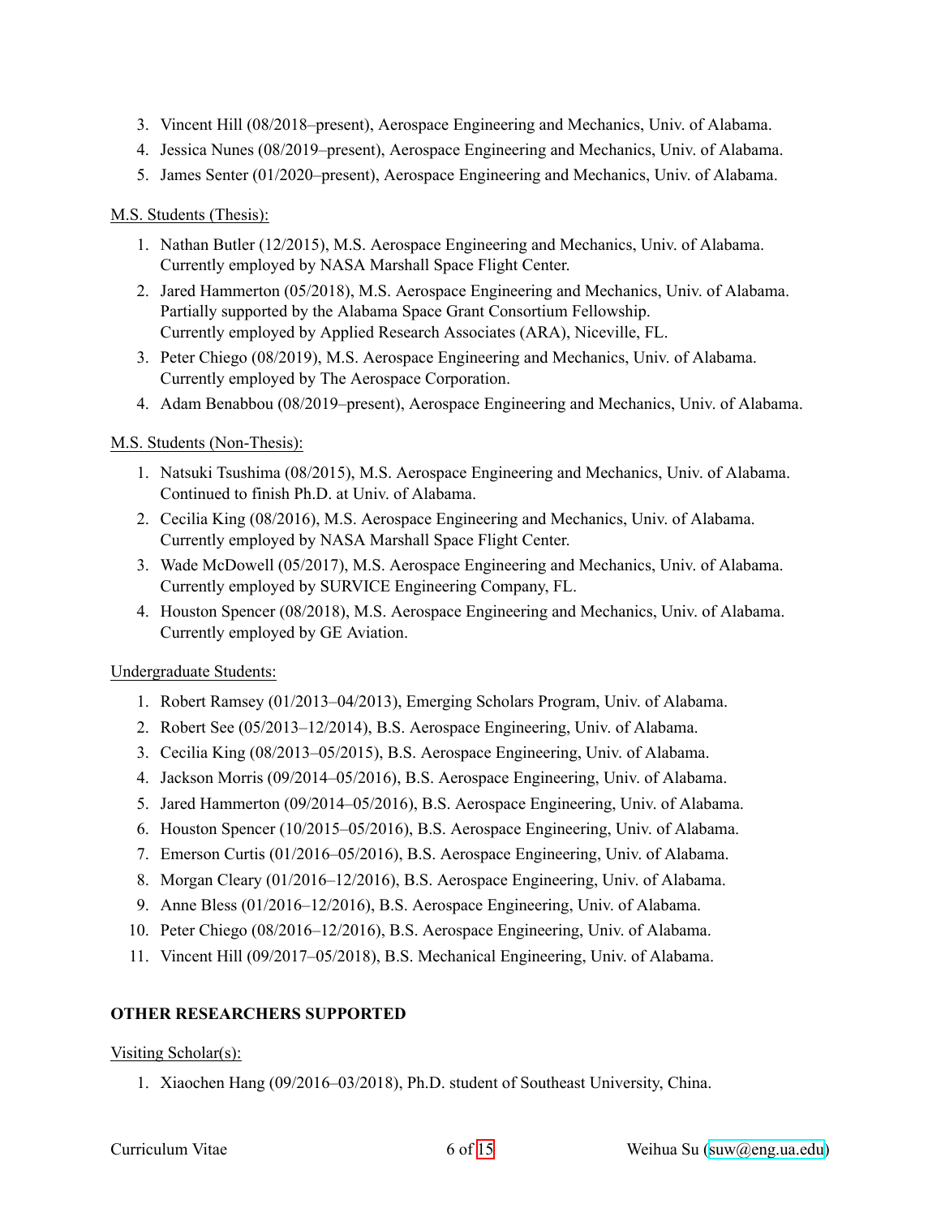3. Vincent Hill (08/2018–present), Aerospace Engineering and Mechanics, Univ. of Alabama.
4. Jessica Nunes (08/2019–present), Aerospace Engineering and Mechanics, Univ. of Alabama.
5. James Senter (01/2020–present), Aerospace Engineering and Mechanics, Univ. of Alabama.

M.S. Students (Thesis):

1. Nathan Butler (12/2015), M.S. Aerospace Engineering and Mechanics, Univ. of Alabama.
   Currently employed by NASA Marshall Space Flight Center.
2. Jared Hammerton (05/2018), M.S. Aerospace Engineering and Mechanics, Univ. of Alabama.
   Partially supported by the Alabama Space Grant Consortium Fellowship.
   Currently employed by Applied Research Associates (ARA), Niceville, FL.
3. Peter Chiego (08/2019), M.S. Aerospace Engineering and Mechanics, Univ. of Alabama.
   Currently employed by The Aerospace Corporation.
4. Adam Benabbou (08/2019–present), Aerospace Engineering and Mechanics, Univ. of Alabama.

M.S. Students (Non-Thesis):

1. Natsuki Tsushima (08/2015), M.S. Aerospace Engineering and Mechanics, Univ. of Alabama.
   Continued to finish Ph.D. at Univ. of Alabama.
2. Cecilia King (08/2016), M.S. Aerospace Engineering and Mechanics, Univ. of Alabama.
   Currently employed by NASA Marshall Space Flight Center.
3. Wade McDowell (05/2017), M.S. Aerospace Engineering and Mechanics, Univ. of Alabama.
   Currently employed by SURVICE Engineering Company, FL.
4. Houston Spencer (08/2018), M.S. Aerospace Engineering and Mechanics, Univ. of Alabama.
   Currently employed by GE Aviation.

Undergraduate Students:

1. Robert Ramsey (01/2013–04/2013), Emerging Scholars Program, Univ. of Alabama.
2. Robert See (05/2013–12/2014), B.S. Aerospace Engineering, Univ. of Alabama.
3. Cecilia King (08/2013–05/2015), B.S. Aerospace Engineering, Univ. of Alabama.
4. Jackson Morris (09/2014–05/2016), B.S. Aerospace Engineering, Univ. of Alabama.
5. Jared Hammerton (09/2014–05/2016), B.S. Aerospace Engineering, Univ. of Alabama.
6. Houston Spencer (10/2015–05/2016), B.S. Aerospace Engineering, Univ. of Alabama.
7. Emerson Curtis (01/2016–05/2016), B.S. Aerospace Engineering, Univ. of Alabama.
8. Morgan Cleary (01/2016–12/2016), B.S. Aerospace Engineering, Univ. of Alabama.
9. Anne Bless (01/2016–12/2016), B.S. Aerospace Engineering, Univ. of Alabama.
10. Peter Chiego (08/2016–12/2016), B.S. Aerospace Engineering, Univ. of Alabama.
11. Vincent Hill (09/2017–05/2018), B.S. Mechanical Engineering, Univ. of Alabama.

**OTHER RESEARCHERS SUPPORTED**

Visiting Scholar(s):

1. Xiaochen Hang (09/2016–03/2018), Ph.D. student of Southeast University, China.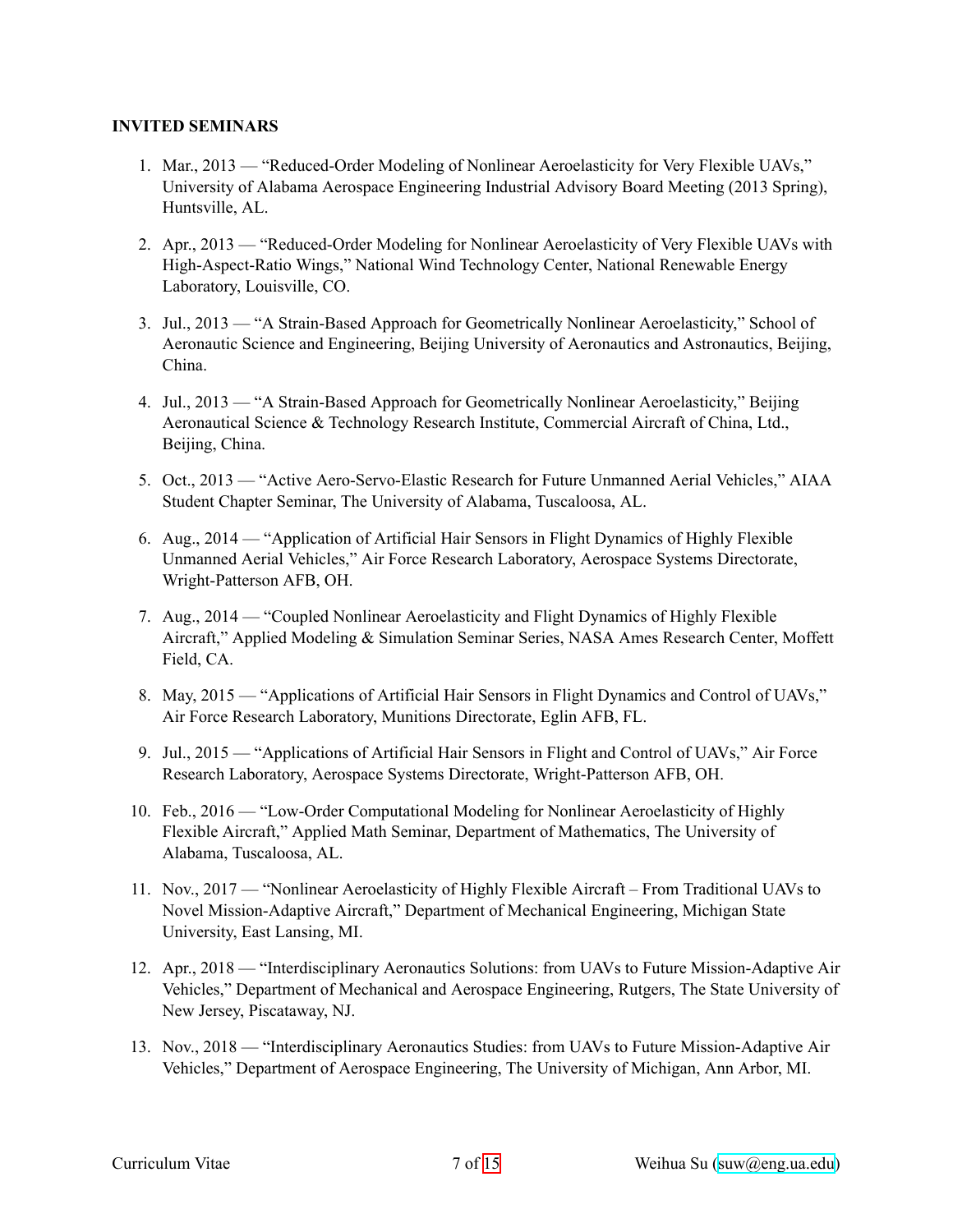**INVITED SEMINARS**

1. Mar., 2013 — "Reduced-Order Modeling of Nonlinear Aeroelasticity for Very Flexible UAVs," University of Alabama Aerospace Engineering Industrial Advisory Board Meeting (2013 Spring), Huntsville, AL.

2. Apr., 2013 — "Reduced-Order Modeling for Nonlinear Aeroelasticity of Very Flexible UAVs with High-Aspect-Ratio Wings," National Wind Technology Center, National Renewable Energy Laboratory, Louisville, CO.

3. Jul., 2013 — "A Strain-Based Approach for Geometrically Nonlinear Aeroelasticity," School of Aeronautic Science and Engineering, Beijing University of Aeronautics and Astronautics, Beijing, China.

4. Jul., 2013 — "A Strain-Based Approach for Geometrically Nonlinear Aeroelasticity," Beijing Aeronautical Science & Technology Research Institute, Commercial Aircraft of China, Ltd., Beijing, China.

5. Oct., 2013 — "Active Aero-Servo-Elastic Research for Future Unmanned Aerial Vehicles," AIAA Student Chapter Seminar, The University of Alabama, Tuscaloosa, AL.

6. Aug., 2014 — "Application of Artificial Hair Sensors in Flight Dynamics of Highly Flexible Unmanned Aerial Vehicles," Air Force Research Laboratory, Aerospace Systems Directorate, Wright-Patterson AFB, OH.

7. Aug., 2014 — "Coupled Nonlinear Aeroelasticity and Flight Dynamics of Highly Flexible Aircraft," Applied Modeling & Simulation Seminar Series, NASA Ames Research Center, Moffett Field, CA.

8. May, 2015 — "Applications of Artificial Hair Sensors in Flight Dynamics and Control of UAVs," Air Force Research Laboratory, Munitions Directorate, Eglin AFB, FL.

9. Jul., 2015 — "Applications of Artificial Hair Sensors in Flight and Control of UAVs," Air Force Research Laboratory, Aerospace Systems Directorate, Wright-Patterson AFB, OH.

10. Feb., 2016 — "Low-Order Computational Modeling for Nonlinear Aeroelasticity of Highly Flexible Aircraft," Applied Math Seminar, Department of Mathematics, The University of Alabama, Tuscaloosa, AL.

11. Nov., 2017 — "Nonlinear Aeroelasticity of Highly Flexible Aircraft – From Traditional UAVs to Novel Mission-Adaptive Aircraft," Department of Mechanical Engineering, Michigan State University, East Lansing, MI.

12. Apr., 2018 — "Interdisciplinary Aeronautics Solutions: from UAVs to Future Mission-Adaptive Air Vehicles," Department of Mechanical and Aerospace Engineering, Rutgers, The State University of New Jersey, Piscataway, NJ.

13. Nov., 2018 — "Interdisciplinary Aeronautics Studies: from UAVs to Future Mission-Adaptive Air Vehicles," Department of Aerospace Engineering, The University of Michigan, Ann Arbor, MI.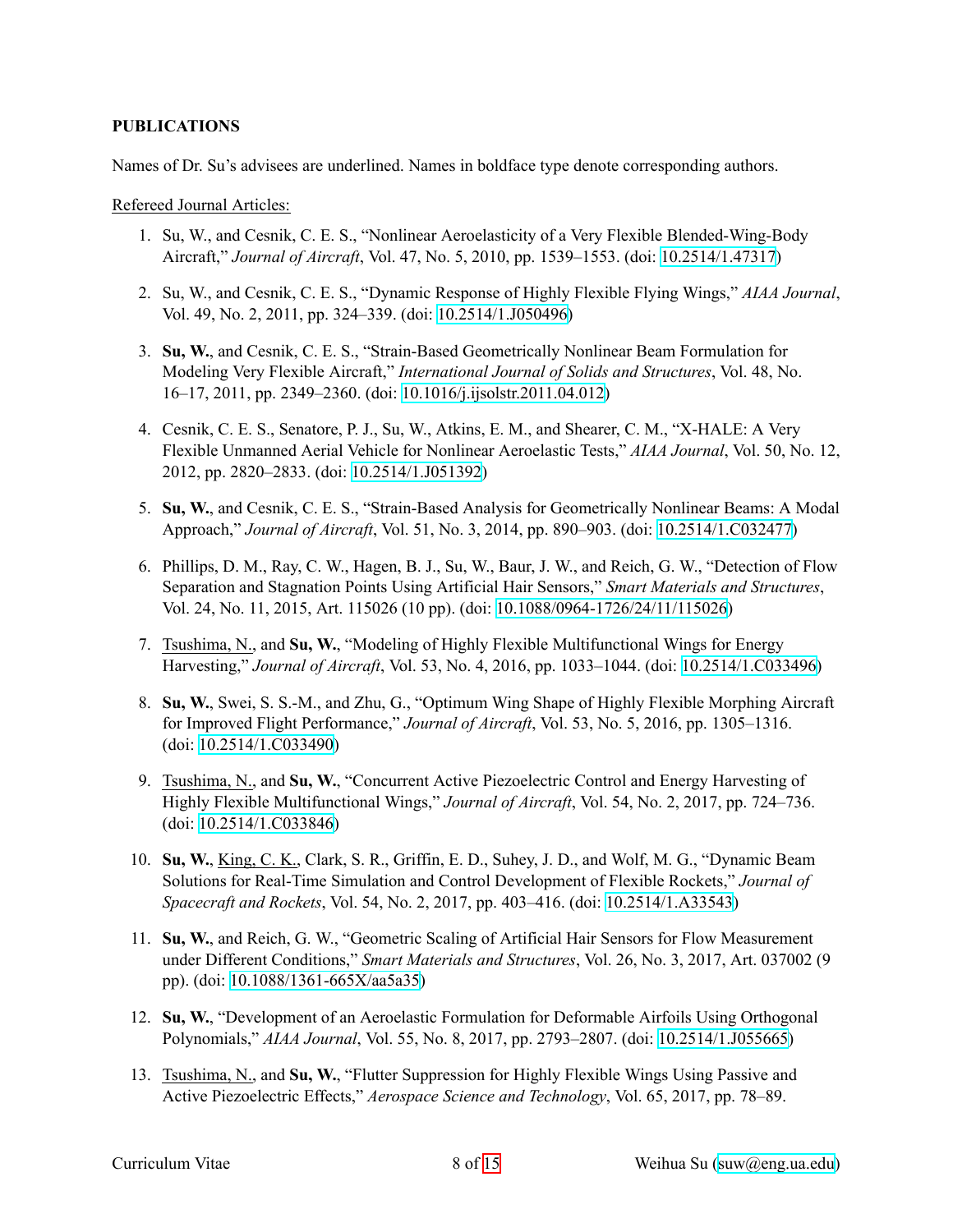## PUBLICATIONS

Names of Dr. Su's advisees are underlined. Names in boldface type denote corresponding authors.

<u>Refereed Journal Articles:</u>

1. Su, W., and Cesnik, C. E. S., "Nonlinear Aeroelasticity of a Very Flexible Blended-Wing-Body Aircraft," *Journal of Aircraft*, Vol. 47, No. 5, 2010, pp. 1539–1553. (doi: 10.2514/1.47317)

2. Su, W., and Cesnik, C. E. S., "Dynamic Response of Highly Flexible Flying Wings," *AIAA Journal*, Vol. 49, No. 2, 2011, pp. 324–339. (doi: 10.2514/1.J050496)

3. **Su, W.**, and Cesnik, C. E. S., "Strain-Based Geometrically Nonlinear Beam Formulation for Modeling Very Flexible Aircraft," *International Journal of Solids and Structures*, Vol. 48, No. 16–17, 2011, pp. 2349–2360. (doi: 10.1016/j.ijsolstr.2011.04.012)

4. Cesnik, C. E. S., Senatore, P. J., Su, W., Atkins, E. M., and Shearer, C. M., "X-HALE: A Very Flexible Unmanned Aerial Vehicle for Nonlinear Aeroelastic Tests," *AIAA Journal*, Vol. 50, No. 12, 2012, pp. 2820–2833. (doi: 10.2514/1.J051392)

5. **Su, W.**, and Cesnik, C. E. S., "Strain-Based Analysis for Geometrically Nonlinear Beams: A Modal Approach," *Journal of Aircraft*, Vol. 51, No. 3, 2014, pp. 890–903. (doi: 10.2514/1.C032477)

6. Phillips, D. M., Ray, C. W., Hagen, B. J., Su, W., Baur, J. W., and Reich, G. W., "Detection of Flow Separation and Stagnation Points Using Artificial Hair Sensors," *Smart Materials and Structures*, Vol. 24, No. 11, 2015, Art. 115026 (10 pp). (doi: 10.1088/0964-1726/24/11/115026)

7. <u>Tsushima, N.</u>, and **Su, W.**, "Modeling of Highly Flexible Multifunctional Wings for Energy Harvesting," *Journal of Aircraft*, Vol. 53, No. 4, 2016, pp. 1033–1044. (doi: 10.2514/1.C033496)

8. **Su, W.**, Swei, S. S.-M., and Zhu, G., "Optimum Wing Shape of Highly Flexible Morphing Aircraft for Improved Flight Performance," *Journal of Aircraft*, Vol. 53, No. 5, 2016, pp. 1305–1316. (doi: 10.2514/1.C033490)

9. <u>Tsushima, N.</u>, and **Su, W.**, "Concurrent Active Piezoelectric Control and Energy Harvesting of Highly Flexible Multifunctional Wings," *Journal of Aircraft*, Vol. 54, No. 2, 2017, pp. 724–736. (doi: 10.2514/1.C033846)

10. **Su, W.**, <u>King, C. K.</u>, Clark, S. R., Griffin, E. D., Suhey, J. D., and Wolf, M. G., "Dynamic Beam Solutions for Real-Time Simulation and Control Development of Flexible Rockets," *Journal of Spacecraft and Rockets*, Vol. 54, No. 2, 2017, pp. 403–416. (doi: 10.2514/1.A33543)

11. **Su, W.**, and Reich, G. W., "Geometric Scaling of Artificial Hair Sensors for Flow Measurement under Different Conditions," *Smart Materials and Structures*, Vol. 26, No. 3, 2017, Art. 037002 (9 pp). (doi: 10.1088/1361-665X/aa5a35)

12. **Su, W.**, "Development of an Aeroelastic Formulation for Deformable Airfoils Using Orthogonal Polynomials," *AIAA Journal*, Vol. 55, No. 8, 2017, pp. 2793–2807. (doi: 10.2514/1.J055665)

13. <u>Tsushima, N.</u>, and **Su, W.**, "Flutter Suppression for Highly Flexible Wings Using Passive and Active Piezoelectric Effects," *Aerospace Science and Technology*, Vol. 65, 2017, pp. 78–89.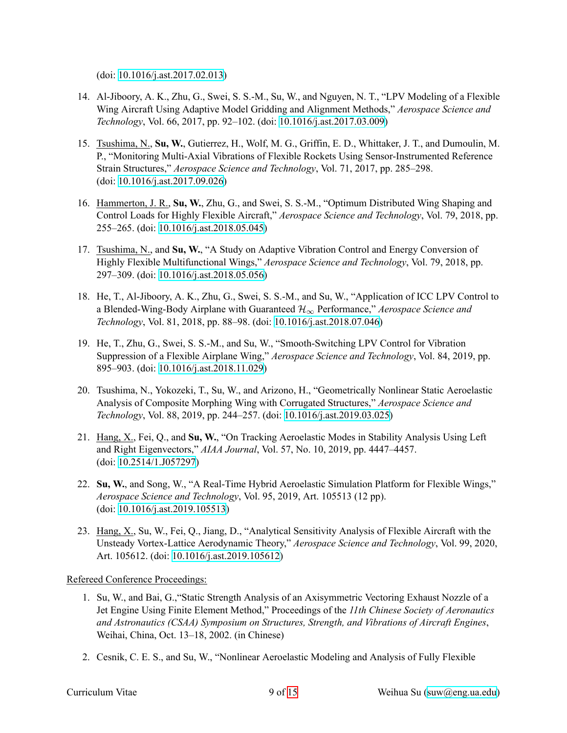(doi: 10.1016/j.ast.2017.02.013)

14. Al-Jiboory, A. K., Zhu, G., Swei, S. S.-M., Su, W., and Nguyen, N. T., "LPV Modeling of a Flexible Wing Aircraft Using Adaptive Model Gridding and Alignment Methods," *Aerospace Science and Technology*, Vol. 66, 2017, pp. 92–102. (doi: 10.1016/j.ast.2017.03.009)

15. Tsushima, N., **Su, W.**, Gutierrez, H., Wolf, M. G., Griffin, E. D., Whittaker, J. T., and Dumoulin, M. P., "Monitoring Multi-Axial Vibrations of Flexible Rockets Using Sensor-Instrumented Reference Strain Structures," *Aerospace Science and Technology*, Vol. 71, 2017, pp. 285–298. (doi: 10.1016/j.ast.2017.09.026)

16. Hammerton, J. R., **Su, W.**, Zhu, G., and Swei, S. S.-M., "Optimum Distributed Wing Shaping and Control Loads for Highly Flexible Aircraft," *Aerospace Science and Technology*, Vol. 79, 2018, pp. 255–265. (doi: 10.1016/j.ast.2018.05.045)

17. Tsushima, N., and **Su, W.**, "A Study on Adaptive Vibration Control and Energy Conversion of Highly Flexible Multifunctional Wings," *Aerospace Science and Technology*, Vol. 79, 2018, pp. 297–309. (doi: 10.1016/j.ast.2018.05.056)

18. He, T., Al-Jiboory, A. K., Zhu, G., Swei, S. S.-M., and Su, W., "Application of ICC LPV Control to a Blended-Wing-Body Airplane with Guaranteed $\mathcal{H}_\infty$ Performance," *Aerospace Science and Technology*, Vol. 81, 2018, pp. 88–98. (doi: 10.1016/j.ast.2018.07.046)

19. He, T., Zhu, G., Swei, S. S.-M., and Su, W., "Smooth-Switching LPV Control for Vibration Suppression of a Flexible Airplane Wing," *Aerospace Science and Technology*, Vol. 84, 2019, pp. 895–903. (doi: 10.1016/j.ast.2018.11.029)

20. Tsushima, N., Yokozeki, T., Su, W., and Arizono, H., "Geometrically Nonlinear Static Aeroelastic Analysis of Composite Morphing Wing with Corrugated Structures," *Aerospace Science and Technology*, Vol. 88, 2019, pp. 244–257. (doi: 10.1016/j.ast.2019.03.025)

21. Hang, X., Fei, Q., and **Su, W.**, "On Tracking Aeroelastic Modes in Stability Analysis Using Left and Right Eigenvectors," *AIAA Journal*, Vol. 57, No. 10, 2019, pp. 4447–4457. (doi: 10.2514/1.J057297)

22. **Su, W.**, and Song, W., "A Real-Time Hybrid Aeroelastic Simulation Platform for Flexible Wings," *Aerospace Science and Technology*, Vol. 95, 2019, Art. 105513 (12 pp). (doi: 10.1016/j.ast.2019.105513)

23. Hang, X., Su, W., Fei, Q., Jiang, D., "Analytical Sensitivity Analysis of Flexible Aircraft with the Unsteady Vortex-Lattice Aerodynamic Theory," *Aerospace Science and Technology*, Vol. 99, 2020, Art. 105612. (doi: 10.1016/j.ast.2019.105612)

Refereed Conference Proceedings:

1. Su, W., and Bai, G.,"Static Strength Analysis of an Axisymmetric Vectoring Exhaust Nozzle of a Jet Engine Using Finite Element Method," Proceedings of the *11th Chinese Society of Aeronautics and Astronautics (CSAA) Symposium on Structures, Strength, and Vibrations of Aircraft Engines*, Weihai, China, Oct. 13–18, 2002. (in Chinese)

2. Cesnik, C. E. S., and Su, W., "Nonlinear Aeroelastic Modeling and Analysis of Fully Flexible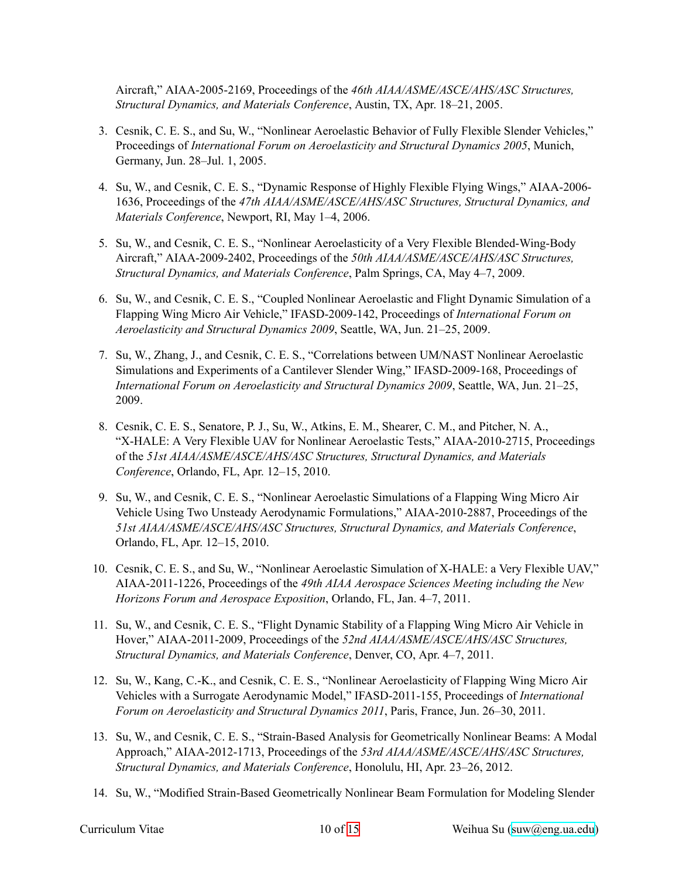Aircraft," AIAA-2005-2169, Proceedings of the *46th AIAA/ASME/ASCE/AHS/ASC Structures, Structural Dynamics, and Materials Conference*, Austin, TX, Apr. 18–21, 2005.

3. Cesnik, C. E. S., and Su, W., "Nonlinear Aeroelastic Behavior of Fully Flexible Slender Vehicles," Proceedings of *International Forum on Aeroelasticity and Structural Dynamics 2005*, Munich, Germany, Jun. 28–Jul. 1, 2005.

4. Su, W., and Cesnik, C. E. S., "Dynamic Response of Highly Flexible Flying Wings," AIAA-2006-1636, Proceedings of the *47th AIAA/ASME/ASCE/AHS/ASC Structures, Structural Dynamics, and Materials Conference*, Newport, RI, May 1–4, 2006.

5. Su, W., and Cesnik, C. E. S., "Nonlinear Aeroelasticity of a Very Flexible Blended-Wing-Body Aircraft," AIAA-2009-2402, Proceedings of the *50th AIAA/ASME/ASCE/AHS/ASC Structures, Structural Dynamics, and Materials Conference*, Palm Springs, CA, May 4–7, 2009.

6. Su, W., and Cesnik, C. E. S., "Coupled Nonlinear Aeroelastic and Flight Dynamic Simulation of a Flapping Wing Micro Air Vehicle," IFASD-2009-142, Proceedings of *International Forum on Aeroelasticity and Structural Dynamics 2009*, Seattle, WA, Jun. 21–25, 2009.

7. Su, W., Zhang, J., and Cesnik, C. E. S., "Correlations between UM/NAST Nonlinear Aeroelastic Simulations and Experiments of a Cantilever Slender Wing," IFASD-2009-168, Proceedings of *International Forum on Aeroelasticity and Structural Dynamics 2009*, Seattle, WA, Jun. 21–25, 2009.

8. Cesnik, C. E. S., Senatore, P. J., Su, W., Atkins, E. M., Shearer, C. M., and Pitcher, N. A., "X-HALE: A Very Flexible UAV for Nonlinear Aeroelastic Tests," AIAA-2010-2715, Proceedings of the *51st AIAA/ASME/ASCE/AHS/ASC Structures, Structural Dynamics, and Materials Conference*, Orlando, FL, Apr. 12–15, 2010.

9. Su, W., and Cesnik, C. E. S., "Nonlinear Aeroelastic Simulations of a Flapping Wing Micro Air Vehicle Using Two Unsteady Aerodynamic Formulations," AIAA-2010-2887, Proceedings of the *51st AIAA/ASME/ASCE/AHS/ASC Structures, Structural Dynamics, and Materials Conference*, Orlando, FL, Apr. 12–15, 2010.

10. Cesnik, C. E. S., and Su, W., "Nonlinear Aeroelastic Simulation of X-HALE: a Very Flexible UAV," AIAA-2011-1226, Proceedings of the *49th AIAA Aerospace Sciences Meeting including the New Horizons Forum and Aerospace Exposition*, Orlando, FL, Jan. 4–7, 2011.

11. Su, W., and Cesnik, C. E. S., "Flight Dynamic Stability of a Flapping Wing Micro Air Vehicle in Hover," AIAA-2011-2009, Proceedings of the *52nd AIAA/ASME/ASCE/AHS/ASC Structures, Structural Dynamics, and Materials Conference*, Denver, CO, Apr. 4–7, 2011.

12. Su, W., Kang, C.-K., and Cesnik, C. E. S., "Nonlinear Aeroelasticity of Flapping Wing Micro Air Vehicles with a Surrogate Aerodynamic Model," IFASD-2011-155, Proceedings of *International Forum on Aeroelasticity and Structural Dynamics 2011*, Paris, France, Jun. 26–30, 2011.

13. Su, W., and Cesnik, C. E. S., "Strain-Based Analysis for Geometrically Nonlinear Beams: A Modal Approach," AIAA-2012-1713, Proceedings of the *53rd AIAA/ASME/ASCE/AHS/ASC Structures, Structural Dynamics, and Materials Conference*, Honolulu, HI, Apr. 23–26, 2012.

14. Su, W., "Modified Strain-Based Geometrically Nonlinear Beam Formulation for Modeling Slender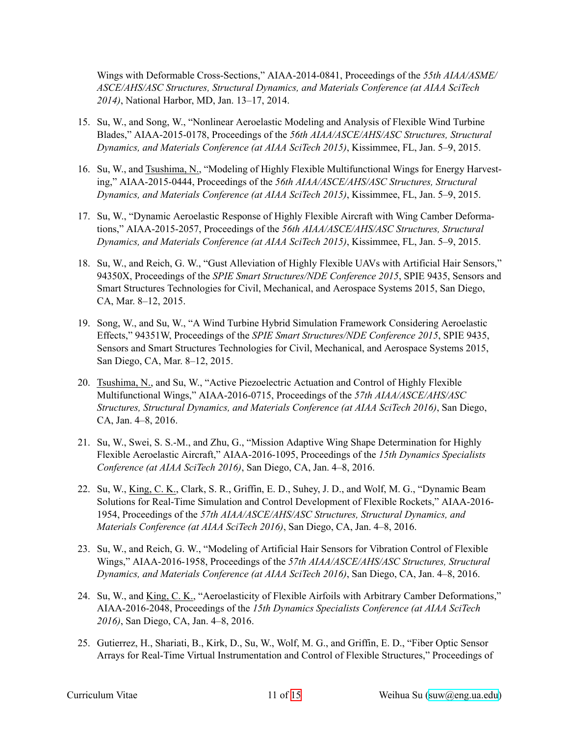Wings with Deformable Cross-Sections," AIAA-2014-0841, Proceedings of the *55th AIAA/ASME/ASCE/AHS/ASC Structures, Structural Dynamics, and Materials Conference (at AIAA SciTech 2014)*, National Harbor, MD, Jan. 13–17, 2014.

15. Su, W., and Song, W., "Nonlinear Aeroelastic Modeling and Analysis of Flexible Wind Turbine Blades," AIAA-2015-0178, Proceedings of the *56th AIAA/ASCE/AHS/ASC Structures, Structural Dynamics, and Materials Conference (at AIAA SciTech 2015)*, Kissimmee, FL, Jan. 5–9, 2015.

16. Su, W., and Tsushima, N., "Modeling of Highly Flexible Multifunctional Wings for Energy Harvesting," AIAA-2015-0444, Proceedings of the *56th AIAA/ASCE/AHS/ASC Structures, Structural Dynamics, and Materials Conference (at AIAA SciTech 2015)*, Kissimmee, FL, Jan. 5–9, 2015.

17. Su, W., "Dynamic Aeroelastic Response of Highly Flexible Aircraft with Wing Camber Deformations," AIAA-2015-2057, Proceedings of the *56th AIAA/ASCE/AHS/ASC Structures, Structural Dynamics, and Materials Conference (at AIAA SciTech 2015)*, Kissimmee, FL, Jan. 5–9, 2015.

18. Su, W., and Reich, G. W., "Gust Alleviation of Highly Flexible UAVs with Artificial Hair Sensors," 94350X, Proceedings of the *SPIE Smart Structures/NDE Conference 2015*, SPIE 9435, Sensors and Smart Structures Technologies for Civil, Mechanical, and Aerospace Systems 2015, San Diego, CA, Mar. 8–12, 2015.

19. Song, W., and Su, W., "A Wind Turbine Hybrid Simulation Framework Considering Aeroelastic Effects," 94351W, Proceedings of the *SPIE Smart Structures/NDE Conference 2015*, SPIE 9435, Sensors and Smart Structures Technologies for Civil, Mechanical, and Aerospace Systems 2015, San Diego, CA, Mar. 8–12, 2015.

20. Tsushima, N., and Su, W., "Active Piezoelectric Actuation and Control of Highly Flexible Multifunctional Wings," AIAA-2016-0715, Proceedings of the *57th AIAA/ASCE/AHS/ASC Structures, Structural Dynamics, and Materials Conference (at AIAA SciTech 2016)*, San Diego, CA, Jan. 4–8, 2016.

21. Su, W., Swei, S. S.-M., and Zhu, G., "Mission Adaptive Wing Shape Determination for Highly Flexible Aeroelastic Aircraft," AIAA-2016-1095, Proceedings of the *15th Dynamics Specialists Conference (at AIAA SciTech 2016)*, San Diego, CA, Jan. 4–8, 2016.

22. Su, W., King, C. K., Clark, S. R., Griffin, E. D., Suhey, J. D., and Wolf, M. G., "Dynamic Beam Solutions for Real-Time Simulation and Control Development of Flexible Rockets," AIAA-2016-1954, Proceedings of the *57th AIAA/ASCE/AHS/ASC Structures, Structural Dynamics, and Materials Conference (at AIAA SciTech 2016)*, San Diego, CA, Jan. 4–8, 2016.

23. Su, W., and Reich, G. W., "Modeling of Artificial Hair Sensors for Vibration Control of Flexible Wings," AIAA-2016-1958, Proceedings of the *57th AIAA/ASCE/AHS/ASC Structures, Structural Dynamics, and Materials Conference (at AIAA SciTech 2016)*, San Diego, CA, Jan. 4–8, 2016.

24. Su, W., and King, C. K., "Aeroelasticity of Flexible Airfoils with Arbitrary Camber Deformations," AIAA-2016-2048, Proceedings of the *15th Dynamics Specialists Conference (at AIAA SciTech 2016)*, San Diego, CA, Jan. 4–8, 2016.

25. Gutierrez, H., Shariati, B., Kirk, D., Su, W., Wolf, M. G., and Griffin, E. D., "Fiber Optic Sensor Arrays for Real-Time Virtual Instrumentation and Control of Flexible Structures," Proceedings of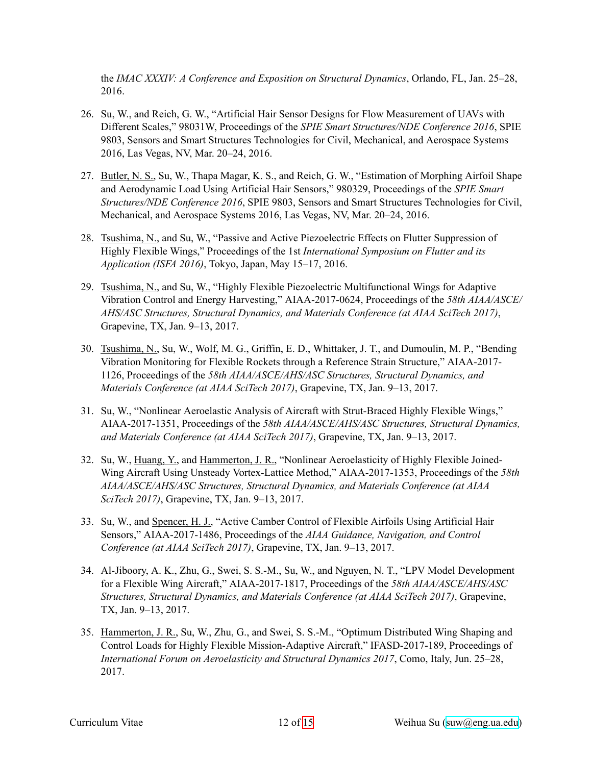the *IMAC XXXIV: A Conference and Exposition on Structural Dynamics*, Orlando, FL, Jan. 25–28, 2016.

26. Su, W., and Reich, G. W., "Artificial Hair Sensor Designs for Flow Measurement of UAVs with Different Scales," 98031W, Proceedings of the *SPIE Smart Structures/NDE Conference 2016*, SPIE 9803, Sensors and Smart Structures Technologies for Civil, Mechanical, and Aerospace Systems 2016, Las Vegas, NV, Mar. 20–24, 2016.

27. Butler, N. S., Su, W., Thapa Magar, K. S., and Reich, G. W., "Estimation of Morphing Airfoil Shape and Aerodynamic Load Using Artificial Hair Sensors," 980329, Proceedings of the *SPIE Smart Structures/NDE Conference 2016*, SPIE 9803, Sensors and Smart Structures Technologies for Civil, Mechanical, and Aerospace Systems 2016, Las Vegas, NV, Mar. 20–24, 2016.

28. Tsushima, N., and Su, W., "Passive and Active Piezoelectric Effects on Flutter Suppression of Highly Flexible Wings," Proceedings of the 1st *International Symposium on Flutter and its Application (ISFA 2016)*, Tokyo, Japan, May 15–17, 2016.

29. Tsushima, N., and Su, W., "Highly Flexible Piezoelectric Multifunctional Wings for Adaptive Vibration Control and Energy Harvesting," AIAA-2017-0624, Proceedings of the *58th AIAA/ASCE/AHS/ASC Structures, Structural Dynamics, and Materials Conference (at AIAA SciTech 2017)*, Grapevine, TX, Jan. 9–13, 2017.

30. Tsushima, N., Su, W., Wolf, M. G., Griffin, E. D., Whittaker, J. T., and Dumoulin, M. P., "Bending Vibration Monitoring for Flexible Rockets through a Reference Strain Structure," AIAA-2017-1126, Proceedings of the *58th AIAA/ASCE/AHS/ASC Structures, Structural Dynamics, and Materials Conference (at AIAA SciTech 2017)*, Grapevine, TX, Jan. 9–13, 2017.

31. Su, W., "Nonlinear Aeroelastic Analysis of Aircraft with Strut-Braced Highly Flexible Wings," AIAA-2017-1351, Proceedings of the *58th AIAA/ASCE/AHS/ASC Structures, Structural Dynamics, and Materials Conference (at AIAA SciTech 2017)*, Grapevine, TX, Jan. 9–13, 2017.

32. Su, W., Huang, Y., and Hammerton, J. R., "Nonlinear Aeroelasticity of Highly Flexible Joined-Wing Aircraft Using Unsteady Vortex-Lattice Method," AIAA-2017-1353, Proceedings of the *58th AIAA/ASCE/AHS/ASC Structures, Structural Dynamics, and Materials Conference (at AIAA SciTech 2017)*, Grapevine, TX, Jan. 9–13, 2017.

33. Su, W., and Spencer, H. J., "Active Camber Control of Flexible Airfoils Using Artificial Hair Sensors," AIAA-2017-1486, Proceedings of the *AIAA Guidance, Navigation, and Control Conference (at AIAA SciTech 2017)*, Grapevine, TX, Jan. 9–13, 2017.

34. Al-Jiboory, A. K., Zhu, G., Swei, S. S.-M., Su, W., and Nguyen, N. T., "LPV Model Development for a Flexible Wing Aircraft," AIAA-2017-1817, Proceedings of the *58th AIAA/ASCE/AHS/ASC Structures, Structural Dynamics, and Materials Conference (at AIAA SciTech 2017)*, Grapevine, TX, Jan. 9–13, 2017.

35. Hammerton, J. R., Su, W., Zhu, G., and Swei, S. S.-M., "Optimum Distributed Wing Shaping and Control Loads for Highly Flexible Mission-Adaptive Aircraft," IFASD-2017-189, Proceedings of *International Forum on Aeroelasticity and Structural Dynamics 2017*, Como, Italy, Jun. 25–28, 2017.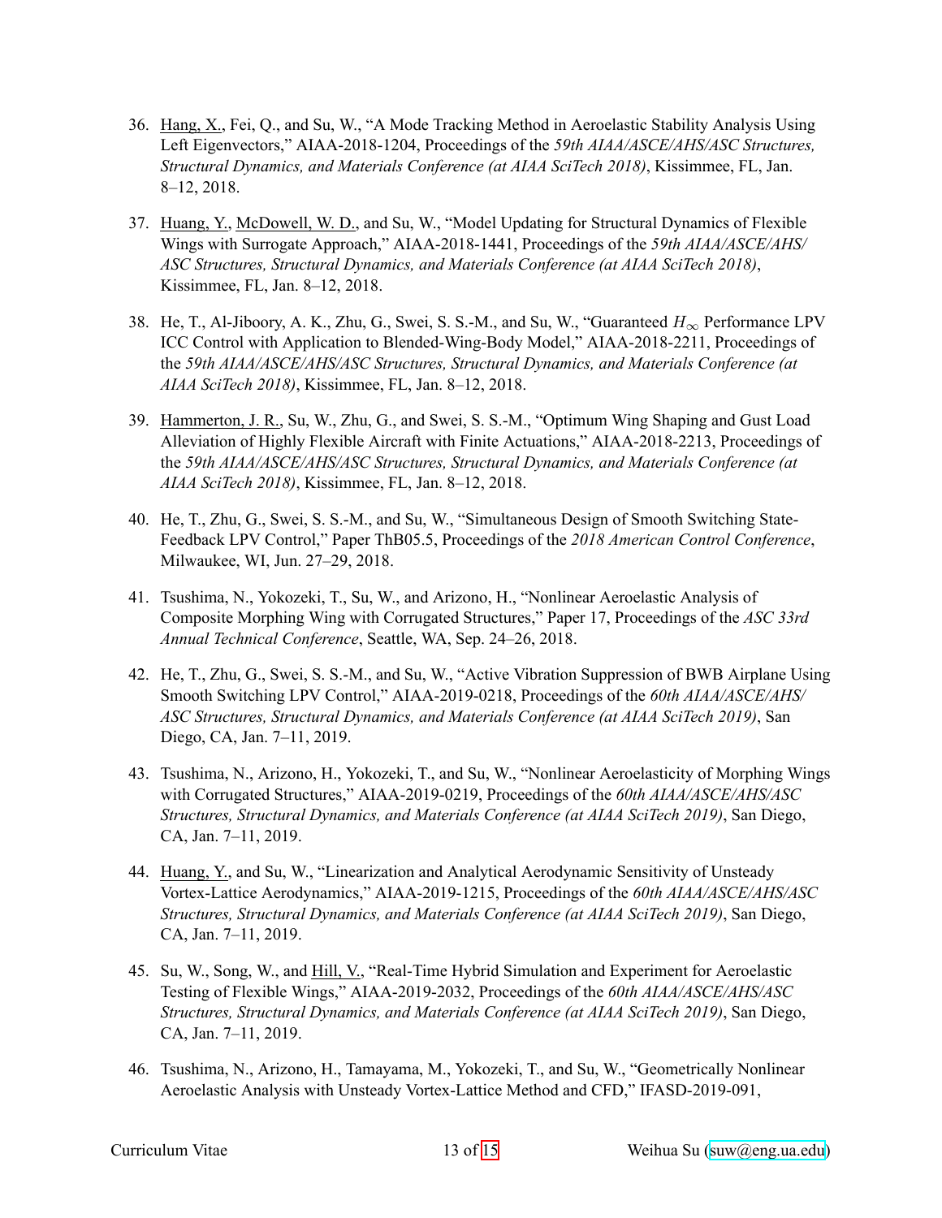36. <u>Hang, X.</u>, Fei, Q., and Su, W., "A Mode Tracking Method in Aeroelastic Stability Analysis Using Left Eigenvectors," AIAA-2018-1204, Proceedings of the *59th AIAA/ASCE/AHS/ASC Structures, Structural Dynamics, and Materials Conference (at AIAA SciTech 2018)*, Kissimmee, FL, Jan. 8–12, 2018.

37. <u>Huang, Y.</u>, <u>McDowell, W. D.</u>, and Su, W., "Model Updating for Structural Dynamics of Flexible Wings with Surrogate Approach," AIAA-2018-1441, Proceedings of the *59th AIAA/ASCE/AHS/ASC Structures, Structural Dynamics, and Materials Conference (at AIAA SciTech 2018)*, Kissimmee, FL, Jan. 8–12, 2018.

38. He, T., Al-Jiboory, A. K., Zhu, G., Swei, S. S.-M., and Su, W., "Guaranteed $H_\infty$ Performance LPV ICC Control with Application to Blended-Wing-Body Model," AIAA-2018-2211, Proceedings of the *59th AIAA/ASCE/AHS/ASC Structures, Structural Dynamics, and Materials Conference (at AIAA SciTech 2018)*, Kissimmee, FL, Jan. 8–12, 2018.

39. <u>Hammerton, J. R.</u>, Su, W., Zhu, G., and Swei, S. S.-M., "Optimum Wing Shaping and Gust Load Alleviation of Highly Flexible Aircraft with Finite Actuations," AIAA-2018-2213, Proceedings of the *59th AIAA/ASCE/AHS/ASC Structures, Structural Dynamics, and Materials Conference (at AIAA SciTech 2018)*, Kissimmee, FL, Jan. 8–12, 2018.

40. He, T., Zhu, G., Swei, S. S.-M., and Su, W., "Simultaneous Design of Smooth Switching State-Feedback LPV Control," Paper ThB05.5, Proceedings of the *2018 American Control Conference*, Milwaukee, WI, Jun. 27–29, 2018.

41. Tsushima, N., Yokozeki, T., Su, W., and Arizono, H., "Nonlinear Aeroelastic Analysis of Composite Morphing Wing with Corrugated Structures," Paper 17, Proceedings of the *ASC 33rd Annual Technical Conference*, Seattle, WA, Sep. 24–26, 2018.

42. He, T., Zhu, G., Swei, S. S.-M., and Su, W., "Active Vibration Suppression of BWB Airplane Using Smooth Switching LPV Control," AIAA-2019-0218, Proceedings of the *60th AIAA/ASCE/AHS/ASC Structures, Structural Dynamics, and Materials Conference (at AIAA SciTech 2019)*, San Diego, CA, Jan. 7–11, 2019.

43. Tsushima, N., Arizono, H., Yokozeki, T., and Su, W., "Nonlinear Aeroelasticity of Morphing Wings with Corrugated Structures," AIAA-2019-0219, Proceedings of the *60th AIAA/ASCE/AHS/ASC Structures, Structural Dynamics, and Materials Conference (at AIAA SciTech 2019)*, San Diego, CA, Jan. 7–11, 2019.

44. <u>Huang, Y.</u>, and Su, W., "Linearization and Analytical Aerodynamic Sensitivity of Unsteady Vortex-Lattice Aerodynamics," AIAA-2019-1215, Proceedings of the *60th AIAA/ASCE/AHS/ASC Structures, Structural Dynamics, and Materials Conference (at AIAA SciTech 2019)*, San Diego, CA, Jan. 7–11, 2019.

45. Su, W., Song, W., and <u>Hill, V.</u>, "Real-Time Hybrid Simulation and Experiment for Aeroelastic Testing of Flexible Wings," AIAA-2019-2032, Proceedings of the *60th AIAA/ASCE/AHS/ASC Structures, Structural Dynamics, and Materials Conference (at AIAA SciTech 2019)*, San Diego, CA, Jan. 7–11, 2019.

46. Tsushima, N., Arizono, H., Tamayama, M., Yokozeki, T., and Su, W., "Geometrically Nonlinear Aeroelastic Analysis with Unsteady Vortex-Lattice Method and CFD," IFASD-2019-091,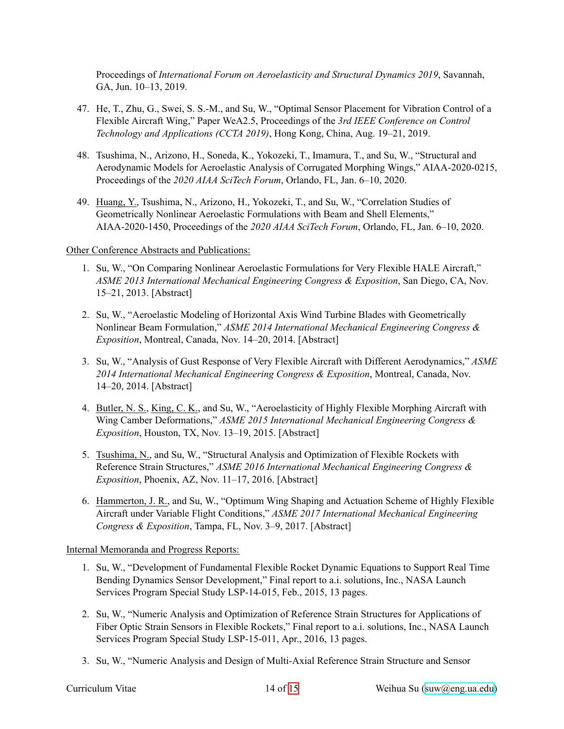Proceedings of *International Forum on Aeroelasticity and Structural Dynamics 2019*, Savannah, GA, Jun. 10–13, 2019.

47. He, T., Zhu, G., Swei, S. S.-M., and Su, W., "Optimal Sensor Placement for Vibration Control of a Flexible Aircraft Wing," Paper WeA2.5, Proceedings of the *3rd IEEE Conference on Control Technology and Applications (CCTA 2019)*, Hong Kong, China, Aug. 19–21, 2019.

48. Tsushima, N., Arizono, H., Soneda, K., Yokozeki, T., Imamura, T., and Su, W., "Structural and Aerodynamic Models for Aeroelastic Analysis of Corrugated Morphing Wings," AIAA-2020-0215, Proceedings of the *2020 AIAA SciTech Forum*, Orlando, FL, Jan. 6–10, 2020.

49. <u>Huang, Y.</u>, Tsushima, N., Arizono, H., Yokozeki, T., and Su, W., "Correlation Studies of Geometrically Nonlinear Aeroelastic Formulations with Beam and Shell Elements," AIAA-2020-1450, Proceedings of the *2020 AIAA SciTech Forum*, Orlando, FL, Jan. 6–10, 2020.

<u>Other Conference Abstracts and Publications:</u>

1. Su, W., "On Comparing Nonlinear Aeroelastic Formulations for Very Flexible HALE Aircraft," *ASME 2013 International Mechanical Engineering Congress & Exposition*, San Diego, CA, Nov. 15–21, 2013. [Abstract]

2. Su, W., "Aeroelastic Modeling of Horizontal Axis Wind Turbine Blades with Geometrically Nonlinear Beam Formulation," *ASME 2014 International Mechanical Engineering Congress & Exposition*, Montreal, Canada, Nov. 14–20, 2014. [Abstract]

3. Su, W., "Analysis of Gust Response of Very Flexible Aircraft with Different Aerodynamics," *ASME 2014 International Mechanical Engineering Congress & Exposition*, Montreal, Canada, Nov. 14–20, 2014. [Abstract]

4. <u>Butler, N. S.</u>, <u>King, C. K.</u>, and Su, W., "Aeroelasticity of Highly Flexible Morphing Aircraft with Wing Camber Deformations," *ASME 2015 International Mechanical Engineering Congress & Exposition*, Houston, TX, Nov. 13–19, 2015. [Abstract]

5. <u>Tsushima, N.</u>, and Su, W., "Structural Analysis and Optimization of Flexible Rockets with Reference Strain Structures," *ASME 2016 International Mechanical Engineering Congress & Exposition*, Phoenix, AZ, Nov. 11–17, 2016. [Abstract]

6. <u>Hammerton, J. R.</u>, and Su, W., "Optimum Wing Shaping and Actuation Scheme of Highly Flexible Aircraft under Variable Flight Conditions," *ASME 2017 International Mechanical Engineering Congress & Exposition*, Tampa, FL, Nov. 3–9, 2017. [Abstract]

<u>Internal Memoranda and Progress Reports:</u>

1. Su, W., "Development of Fundamental Flexible Rocket Dynamic Equations to Support Real Time Bending Dynamics Sensor Development," Final report to a.i. solutions, Inc., NASA Launch Services Program Special Study LSP-14-015, Feb., 2015, 13 pages.

2. Su, W., "Numeric Analysis and Optimization of Reference Strain Structures for Applications of Fiber Optic Strain Sensors in Flexible Rockets," Final report to a.i. solutions, Inc., NASA Launch Services Program Special Study LSP-15-011, Apr., 2016, 13 pages.

3. Su, W., "Numeric Analysis and Design of Multi-Axial Reference Strain Structure and Sensor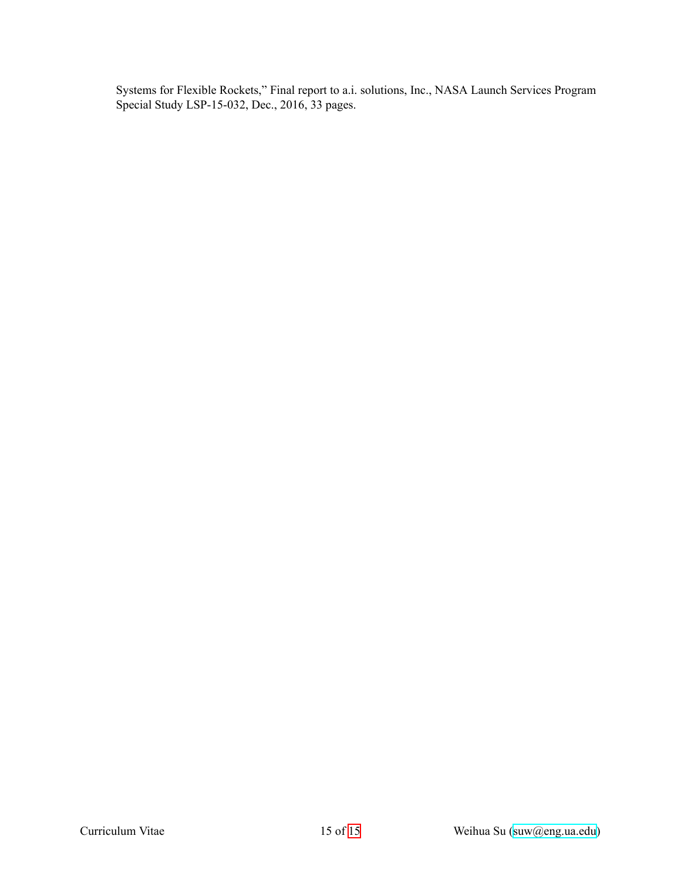Systems for Flexible Rockets," Final report to a.i. solutions, Inc., NASA Launch Services Program Special Study LSP-15-032, Dec., 2016, 33 pages.